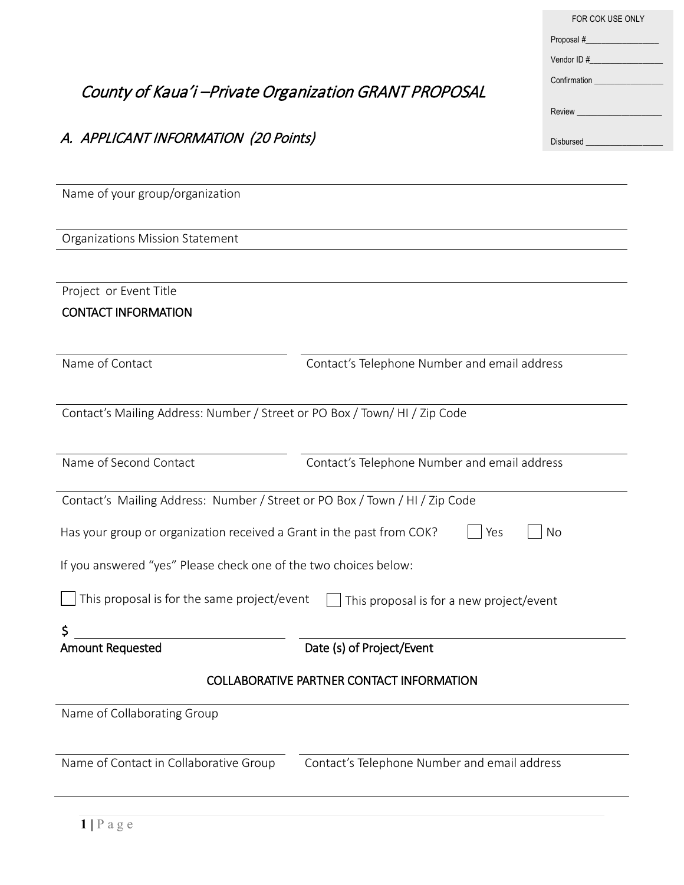FOR COK USE ONLY

Proposal #__________________

Vendor ID #__________________

Confirmation __________________

Review __________________

Disbursed __________________

# *County of Kaua'i –Private Organization GRANT PROPOSAL*

## *A. APPLICANT INFORMATION (20 Points)*

Name of your group/organization

Organizations Mission Statement

Project or Event Title

**CONTACT INFORMATION**

Name of Contact

Contact's Telephone Number and email address

Contact's Mailing Address: Number / Street or PO Box / Town/ HI / Zip Code

Name of Second Contact

Contact's Telephone Number and email address

Contact's Mailing Address: Number / Street or PO Box / Town / HI / Zip Code

Has your group or organization received a Grant in the past from COK? ☐ Yes ☐ No

If you answered "yes" Please check one of the two choices below:

☐ This proposal is for the same project/event ☐ This proposal is for a new project/event

$ ____________________

**Amount Requested**

**Date (s) of Project/Event**

**COLLABORATIVE PARTNER CONTACT INFORMATION**

Name of Collaborating Group

Name of Contact in Collaborative Group

Contact's Telephone Number and email address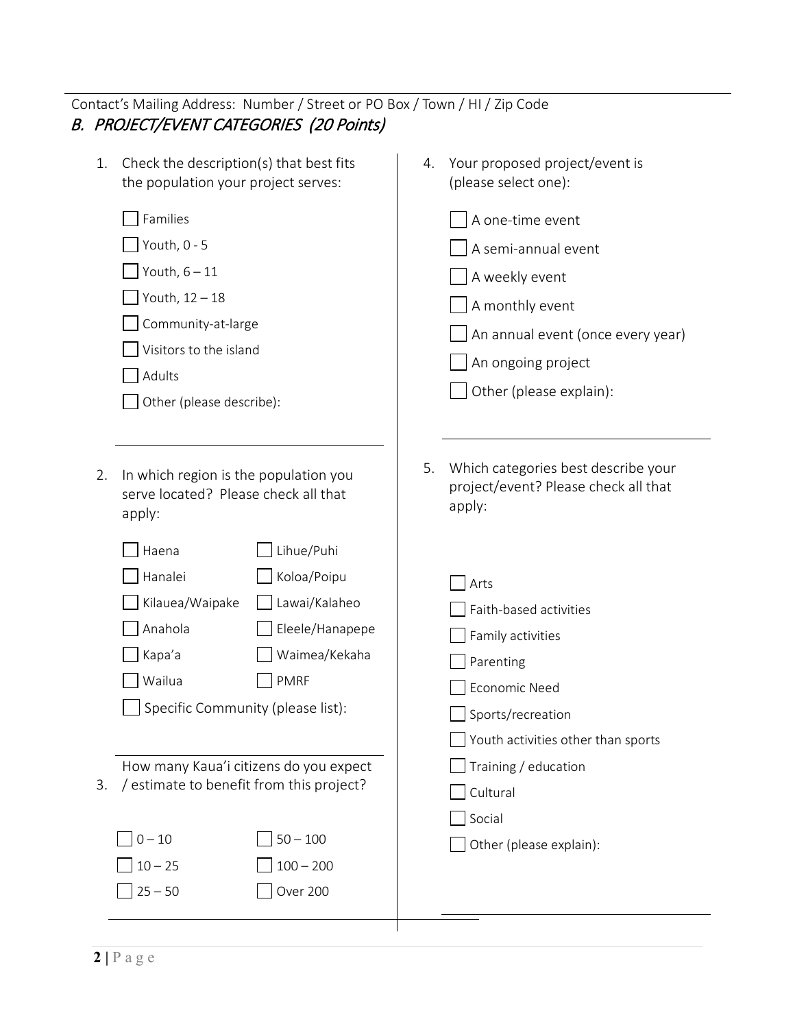Contact's Mailing Address: Number / Street or PO Box / Town / HI / Zip Code

## *B. PROJECT/EVENT CATEGORIES (20 Points)*

1. Check the description(s) that best fits the population your project serves:

- [ ] Families
- [ ] Youth, 0 - 5
- [ ] Youth, 6 – 11
- [ ] Youth, 12 – 18
- [ ] Community-at-large
- [ ] Visitors to the island
- [ ] Adults
- [ ] Other (please describe):

2. In which region is the population you serve located? Please check all that apply:

- [ ] Haena
- [ ] Hanalei
- [ ] Kilauea/Waipake
- [ ] Anahola
- [ ] Kapa'a
- [ ] Wailua
- [ ] Lihue/Puhi
- [ ] Koloa/Poipu
- [ ] Lawai/Kalaheo
- [ ] Eleele/Hanapepe
- [ ] Waimea/Kekaha
- [ ] PMRF
- [ ] Specific Community (please list):

3. How many Kaua'i citizens do you expect / estimate to benefit from this project?

- [ ] 0 – 10
- [ ] 10 – 25
- [ ] 25 – 50
- [ ] 50 – 100
- [ ] 100 – 200
- [ ] Over 200

4. Your proposed project/event is (please select one):

- [ ] A one-time event
- [ ] A semi-annual event
- [ ] A weekly event
- [ ] A monthly event
- [ ] An annual event (once every year)
- [ ] An ongoing project
- [ ] Other (please explain):

5. Which categories best describe your project/event? Please check all that apply:

- [ ] Arts
- [ ] Faith-based activities
- [ ] Family activities
- [ ] Parenting
- [ ] Economic Need
- [ ] Sports/recreation
- [ ] Youth activities other than sports
- [ ] Training / education
- [ ] Cultural
- [ ] Social
- [ ] Other (please explain):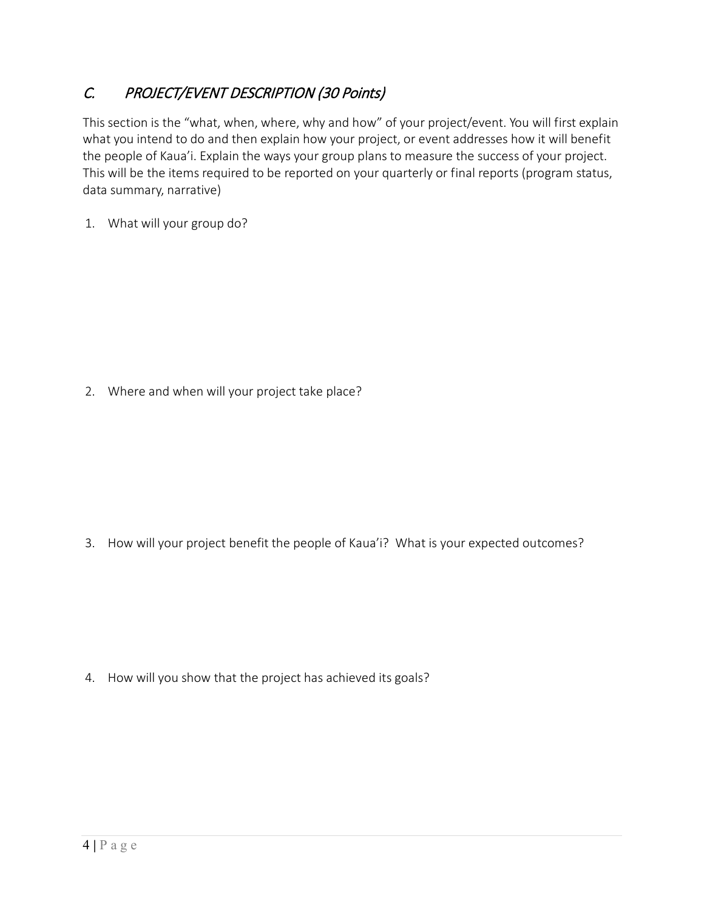## *C. PROJECT/EVENT DESCRIPTION (30 Points)*

This section is the "what, when, where, why and how" of your project/event. You will first explain what you intend to do and then explain how your project, or event addresses how it will benefit the people of Kaua'i. Explain the ways your group plans to measure the success of your project. This will be the items required to be reported on your quarterly or final reports (program status, data summary, narrative)

1. What will your group do?

2. Where and when will your project take place?

3. How will your project benefit the people of Kaua'i? What is your expected outcomes?

4. How will you show that the project has achieved its goals?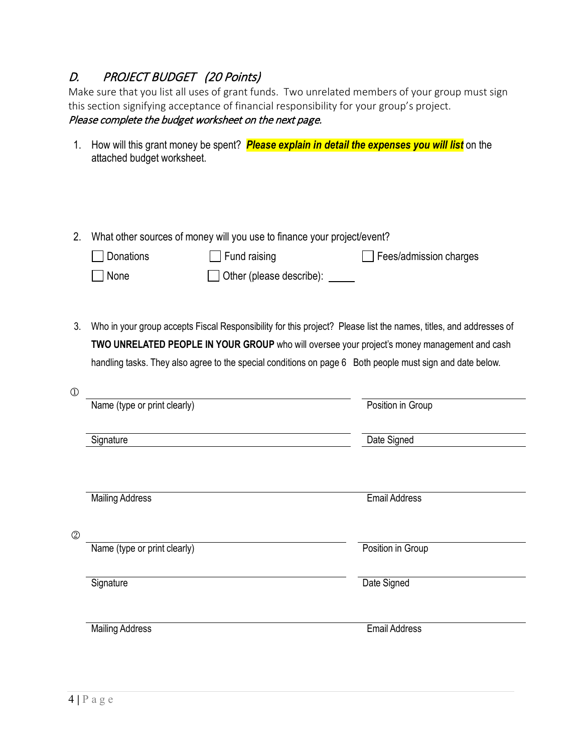## *D. PROJECT BUDGET (20 Points)*

Make sure that you list all uses of grant funds. Two unrelated members of your group must sign this section signifying acceptance of financial responsibility for your group's project.
*Please complete the budget worksheet on the next page.*

1. How will this grant money be spent? ***Please explain in detail the expenses you will list*** on the attached budget worksheet.

2. What other sources of money will you use to finance your project/event?

   ☐ Donations ☐ Fund raising ☐ Fees/admission charges

   ☐ None ☐ Other (please describe): _____

3. Who in your group accepts Fiscal Responsibility for this project? Please list the names, titles, and addresses of **TWO UNRELATED PEOPLE IN YOUR GROUP** who will oversee your project's money management and cash handling tasks. They also agree to the special conditions on page 6 Both people must sign and date below.

①

| Name (type or print clearly) | Position in Group |
|---|---|
| Signature | Date Signed |
| Mailing Address | Email Address |

②

| Name (type or print clearly) | Position in Group |
|---|---|
| Signature | Date Signed |
| Mailing Address | Email Address |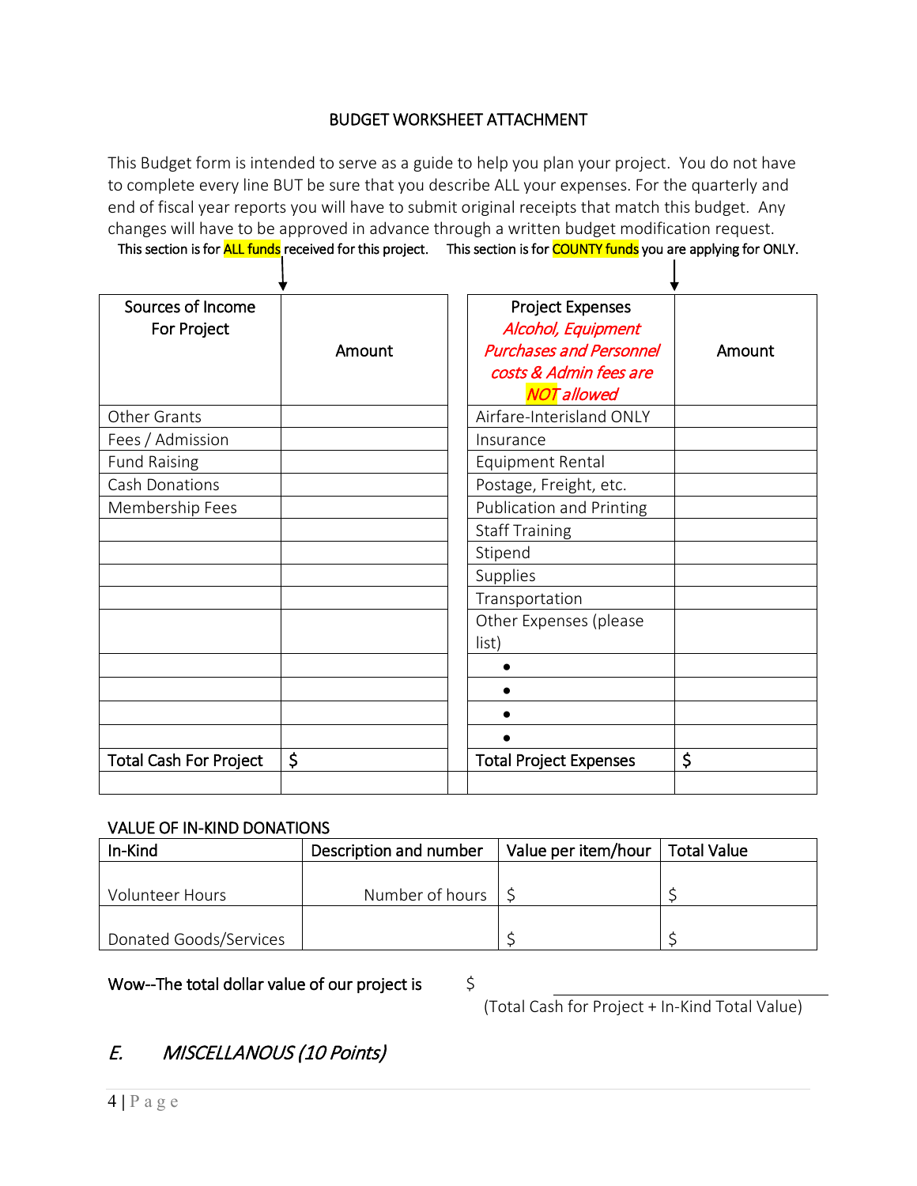## BUDGET WORKSHEET ATTACHMENT

This Budget form is intended to serve as a guide to help you plan your project. You do not have to complete every line BUT be sure that you describe ALL your expenses. For the quarterly and end of fiscal year reports you will have to submit original receipts that match this budget. Any changes will have to be approved in advance through a written budget modification request.

This section is for ALL funds received for this project. This section is for COUNTY funds you are applying for ONLY.

| Sources of Income For Project | Amount | | Project Expenses *Alcohol, Equipment Purchases and Personnel costs & Admin fees are NOT allowed* | Amount |
|---|---|---|---|---|
| Other Grants | | | Airfare-Interisland ONLY | |
| Fees / Admission | | | Insurance | |
| Fund Raising | | | Equipment Rental | |
| Cash Donations | | | Postage, Freight, etc. | |
| Membership Fees | | | Publication and Printing | |
| | | | Staff Training | |
| | | | Stipend | |
| | | | Supplies | |
| | | | Transportation | |
| | | | Other Expenses (please list) | |
| | | | • | |
| | | | • | |
| | | | • | |
| | | | • | |
| Total Cash For Project | $ | | Total Project Expenses | $ |
| | | | | |

VALUE OF IN-KIND DONATIONS

| In-Kind | Description and number | Value per item/hour | Total Value |
|---|---|---|---|
| Volunteer Hours | Number of hours | $ | $ |
| Donated Goods/Services | | $ | $ |

Wow--The total dollar value of our project is $ ______________________

(Total Cash for Project + In-Kind Total Value)

## *E. MISCELLANOUS (10 Points)*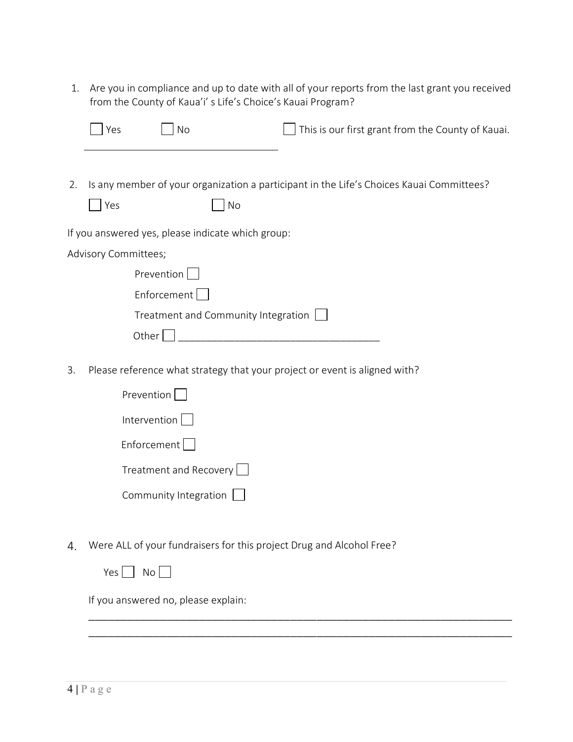1. Are you in compliance and up to date with all of your reports from the last grant you received from the County of Kaua'i' s Life's Choice's Kauai Program?

   ☐ Yes ☐ No ☐ This is our first grant from the County of Kauai.

   \_\_\_\_\_\_\_\_\_\_\_\_\_\_\_\_\_\_\_\_\_\_\_\_\_\_\_\_\_\_\_\_\_\_\_\_

2. Is any member of your organization a participant in the Life's Choices Kauai Committees?

   ☐ Yes ☐ No

If you answered yes, please indicate which group:

Advisory Committees;

- Prevention ☐
- Enforcement ☐
- Treatment and Community Integration ☐
- Other ☐ \_\_\_\_\_\_\_\_\_\_\_\_\_\_\_\_\_\_\_\_\_\_\_\_\_\_\_\_\_\_\_\_\_\_\_\_

3. Please reference what strategy that your project or event is aligned with?

   - Prevention ☐
   - Intervention ☐
   - Enforcement ☐
   - Treatment and Recovery ☐
   - Community Integration ☐

4. Were ALL of your fundraisers for this project Drug and Alcohol Free?

   Yes ☐ No ☐

   If you answered no, please explain:

   \_\_\_\_\_\_\_\_\_\_\_\_\_\_\_\_\_\_\_\_\_\_\_\_\_\_\_\_\_\_\_\_\_\_\_\_\_\_\_\_\_\_\_\_\_\_\_\_\_\_\_\_\_\_\_\_\_\_\_\_\_\_\_\_\_\_\_\_\_\_\_\_\_\_\_\_

   \_\_\_\_\_\_\_\_\_\_\_\_\_\_\_\_\_\_\_\_\_\_\_\_\_\_\_\_\_\_\_\_\_\_\_\_\_\_\_\_\_\_\_\_\_\_\_\_\_\_\_\_\_\_\_\_\_\_\_\_\_\_\_\_\_\_\_\_\_\_\_\_\_\_\_\_